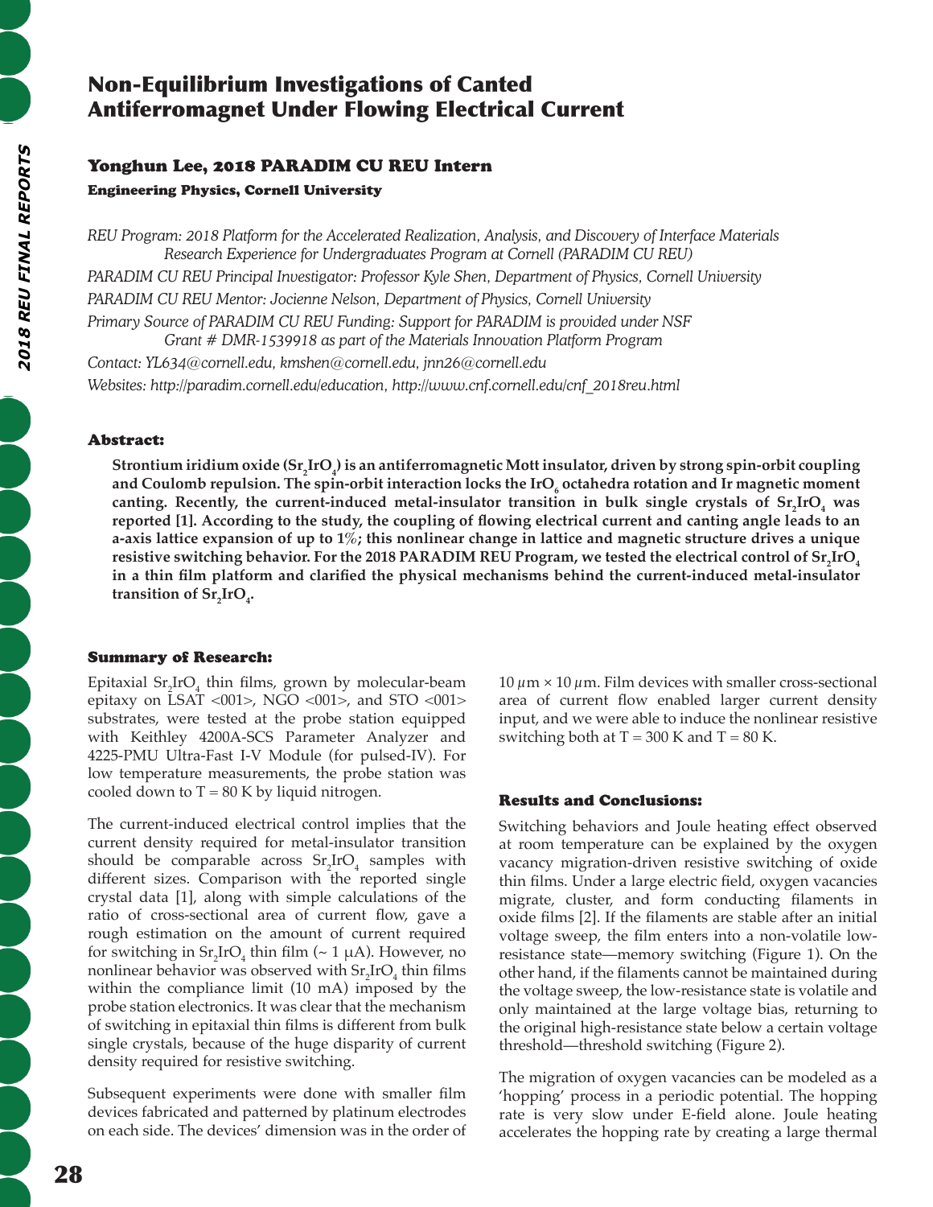# Non-Equilibrium Investigations of Canted Antiferromagnet Under Flowing Electrical Current

## Yonghun Lee, 2018 PARADIM CU REU Intern

**Engineering Physics, Cornell University**

*REU Program: 2018 Platform for the Accelerated Realization, Analysis, and Discovery of Interface Materials Research Experience for Undergraduates Program at Cornell (PARADIM CU REU)*

*PARADIM CU REU Principal Investigator: Professor Kyle Shen, Department of Physics, Cornell University*

*PARADIM CU REU Mentor: Jocienne Nelson, Department of Physics, Cornell University*

*Primary Source of PARADIM CU REU Funding: Support for PARADIM is provided under NSF Grant # DMR-1539918 as part of the Materials Innovation Platform Program*

*Contact: YL634@cornell.edu, kmshen@cornell.edu, jnn26@cornell.edu*

*Websites: http://paradim.cornell.edu/education, http://www.cnf.cornell.edu/cnf_2018reu.html*

### Abstract:

**Strontium iridium oxide ($Sr_2IrO_4$) is an antiferromagnetic Mott insulator, driven by strong spin-orbit coupling and Coulomb repulsion. The spin-orbit interaction locks the $IrO_6$ octahedra rotation and Ir magnetic moment canting. Recently, the current-induced metal-insulator transition in bulk single crystals of $Sr_2IrO_4$ was reported [1]. According to the study, the coupling of flowing electrical current and canting angle leads to an a-axis lattice expansion of up to 1%; this nonlinear change in lattice and magnetic structure drives a unique resistive switching behavior. For the 2018 PARADIM REU Program, we tested the electrical control of $Sr_2IrO_4$ in a thin film platform and clarified the physical mechanisms behind the current-induced metal-insulator transition of $Sr_2IrO_4$.**

### Summary of Research:

Epitaxial $Sr_2IrO_4$ thin films, grown by molecular-beam epitaxy on LSAT <001>, NGO <001>, and STO <001> substrates, were tested at the probe station equipped with Keithley 4200A-SCS Parameter Analyzer and 4225-PMU Ultra-Fast I-V Module (for pulsed-IV). For low temperature measurements, the probe station was cooled down to T = 80 K by liquid nitrogen.

The current-induced electrical control implies that the current density required for metal-insulator transition should be comparable across $Sr_2IrO_4$ samples with different sizes. Comparison with the reported single crystal data [1], along with simple calculations of the ratio of cross-sectional area of current flow, gave a rough estimation on the amount of current required for switching in $Sr_2IrO_4$ thin film (~ 1 μA). However, no nonlinear behavior was observed with $Sr_2IrO_4$ thin films within the compliance limit (10 mA) imposed by the probe station electronics. It was clear that the mechanism of switching in epitaxial thin films is different from bulk single crystals, because of the huge disparity of current density required for resistive switching.

Subsequent experiments were done with smaller film devices fabricated and patterned by platinum electrodes on each side. The devices' dimension was in the order of 10 μm × 10 μm. Film devices with smaller cross-sectional area of current flow enabled larger current density input, and we were able to induce the nonlinear resistive switching both at T = 300 K and T = 80 K.

### Results and Conclusions:

Switching behaviors and Joule heating effect observed at room temperature can be explained by the oxygen vacancy migration-driven resistive switching of oxide thin films. Under a large electric field, oxygen vacancies migrate, cluster, and form conducting filaments in oxide films [2]. If the filaments are stable after an initial voltage sweep, the film enters into a non-volatile low-resistance state—memory switching (Figure 1). On the other hand, if the filaments cannot be maintained during the voltage sweep, the low-resistance state is volatile and only maintained at the large voltage bias, returning to the original high-resistance state below a certain voltage threshold—threshold switching (Figure 2).

The migration of oxygen vacancies can be modeled as a 'hopping' process in a periodic potential. The hopping rate is very slow under E-field alone. Joule heating accelerates the hopping rate by creating a large thermal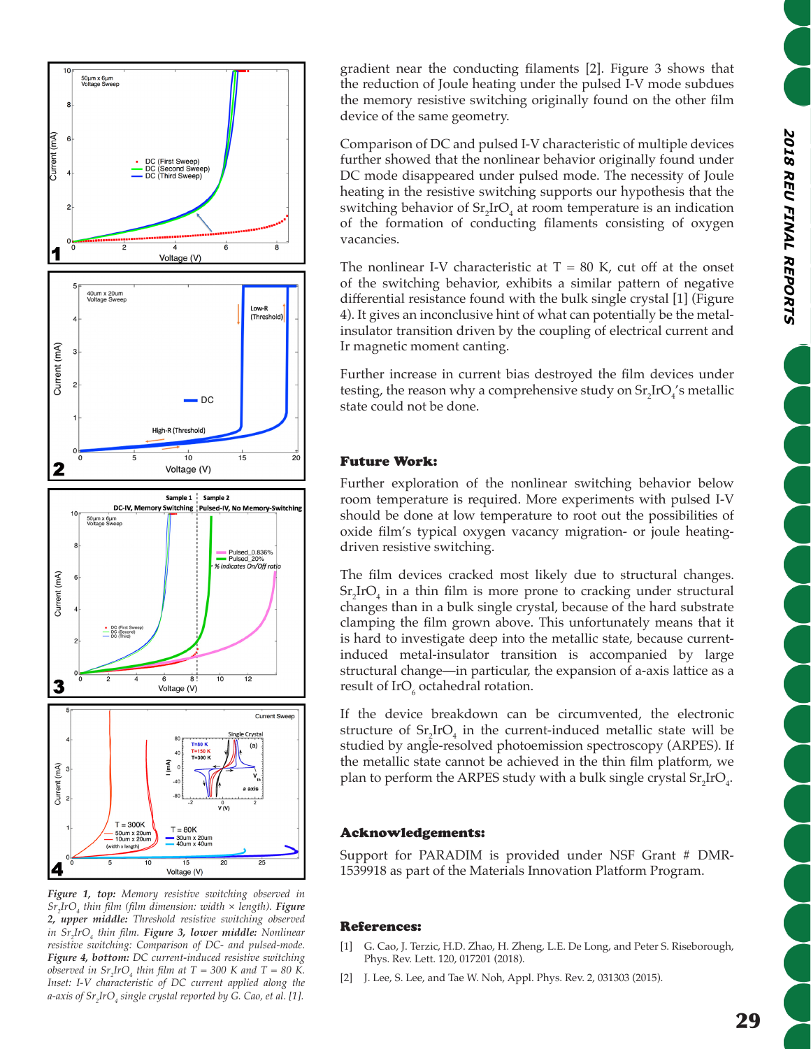Figure 1 plot:
50μm x 6μm
Voltage Sweep
DC (First Sweep)
DC (Second Sweep)
DC (Third Sweep)
Current (mA)
Voltage (V)
0
2
4
6
8
10
1

Figure 2 plot:
40um x 20um
Voltage Sweep
Low-R
(Threshold)
DC
High-R (Threshold)
Current (mA)
Voltage (V)
0
1
2
3
4
5
10
15
20
2

Figure 3 plot:
Sample 1
Sample 2
DC-IV, Memory Switching
Pulsed-IV, No Memory-Switching
50μm x 6μm
Voltage Sweep
Pulsed_0.836%
Pulsed_20%
% indicates On/Off ratio
DC (First Sweep)
DC (Second)
DC (Third)
Current (mA)
Voltage (V)
0
2
4
6
8
10
12
3

Figure 4 plot:
Current Sweep
Single Crystal
(a)
T=80 K
T=150 K
T=300 K
I (mA)
V (V)
$V_{th}$
a axis
80
40
0
-40
-80
-2
0
2
T = 300K
50um x 20um
10um x 20um
(width x length)
T = 80K
30um x 20um
40um x 40um
Current (mA)
Voltage (V)
0
1
2
3
4
5
10
15
20
25
4

*Figure 1, top: Memory resistive switching observed in $Sr_2IrO_4$ thin film (film dimension: width × length). Figure 2, upper middle: Threshold resistive switching observed in $Sr_2IrO_4$ thin film. Figure 3, lower middle: Nonlinear resistive switching: Comparison of DC- and pulsed-mode. Figure 4, bottom: DC current-induced resistive switching observed in $Sr_2IrO_4$ thin film at T = 300 K and T = 80 K. Inset: I-V characteristic of DC current applied along the a-axis of $Sr_2IrO_4$ single crystal reported by G. Cao, et al. [1].*

gradient near the conducting filaments [2]. Figure 3 shows that the reduction of Joule heating under the pulsed I-V mode subdues the memory resistive switching originally found on the other film device of the same geometry.

Comparison of DC and pulsed I-V characteristic of multiple devices further showed that the nonlinear behavior originally found under DC mode disappeared under pulsed mode. The necessity of Joule heating in the resistive switching supports our hypothesis that the switching behavior of $Sr_2IrO_4$ at room temperature is an indication of the formation of conducting filaments consisting of oxygen vacancies.

The nonlinear I-V characteristic at T = 80 K, cut off at the onset of the switching behavior, exhibits a similar pattern of negative differential resistance found with the bulk single crystal [1] (Figure 4). It gives an inconclusive hint of what can potentially be the metal-insulator transition driven by the coupling of electrical current and Ir magnetic moment canting.

Further increase in current bias destroyed the film devices under testing, the reason why a comprehensive study on $Sr_2IrO_4$'s metallic state could not be done.

## Future Work:

Further exploration of the nonlinear switching behavior below room temperature is required. More experiments with pulsed I-V should be done at low temperature to root out the possibilities of oxide film's typical oxygen vacancy migration- or joule heating-driven resistive switching.

The film devices cracked most likely due to structural changes. $Sr_2IrO_4$ in a thin film is more prone to cracking under structural changes than in a bulk single crystal, because of the hard substrate clamping the film grown above. This unfortunately means that it is hard to investigate deep into the metallic state, because current-induced metal-insulator transition is accompanied by large structural change—in particular, the expansion of a-axis lattice as a result of $IrO_6$ octahedral rotation.

If the device breakdown can be circumvented, the electronic structure of $Sr_2IrO_4$ in the current-induced metallic state will be studied by angle-resolved photoemission spectroscopy (ARPES). If the metallic state cannot be achieved in the thin film platform, we plan to perform the ARPES study with a bulk single crystal $Sr_2IrO_4$.

## Acknowledgements:

Support for PARADIM is provided under NSF Grant # DMR-1539918 as part of the Materials Innovation Platform Program.

## References:

[1] G. Cao, J. Terzic, H.D. Zhao, H. Zheng, L.E. De Long, and Peter S. Riseborough, Phys. Rev. Lett. 120, 017201 (2018).

[2] J. Lee, S. Lee, and Tae W. Noh, Appl. Phys. Rev. 2, 031303 (2015).